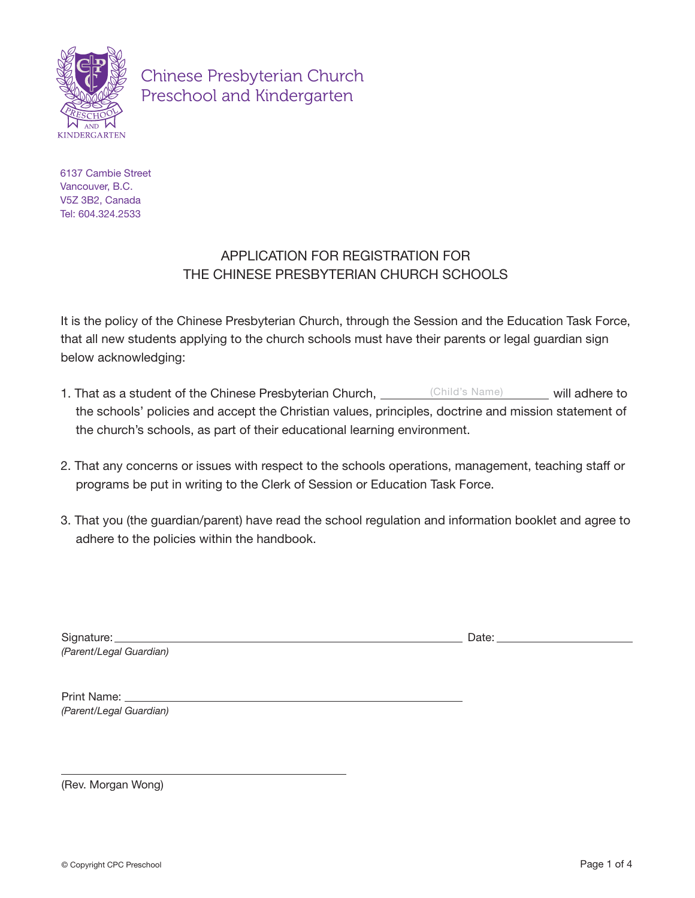Chinese Presbyterian Church
Preschool and Kindergarten

6137 Cambie Street
Vancouver, B.C.
V5Z 3B2, Canada
Tel: 604.324.2533

# APPLICATION FOR REGISTRATION FOR THE CHINESE PRESBYTERIAN CHURCH SCHOOLS

It is the policy of the Chinese Presbyterian Church, through the Session and the Education Task Force, that all new students applying to the church schools must have their parents or legal guardian sign below acknowledging:

1. That as a student of the Chinese Presbyterian Church, ________(Child's Name)________ will adhere to the schools' policies and accept the Christian values, principles, doctrine and mission statement of the church's schools, as part of their educational learning environment.

2. That any concerns or issues with respect to the schools operations, management, teaching staff or programs be put in writing to the Clerk of Session or Education Task Force.

3. That you (the guardian/parent) have read the school regulation and information booklet and agree to adhere to the policies within the handbook.

Signature: ____________________________________________ Date: ____________________
*(Parent/Legal Guardian)*

Print Name: ____________________________________________
*(Parent/Legal Guardian)*

____________________________________
(Rev. Morgan Wong)

© Copyright CPC Preschool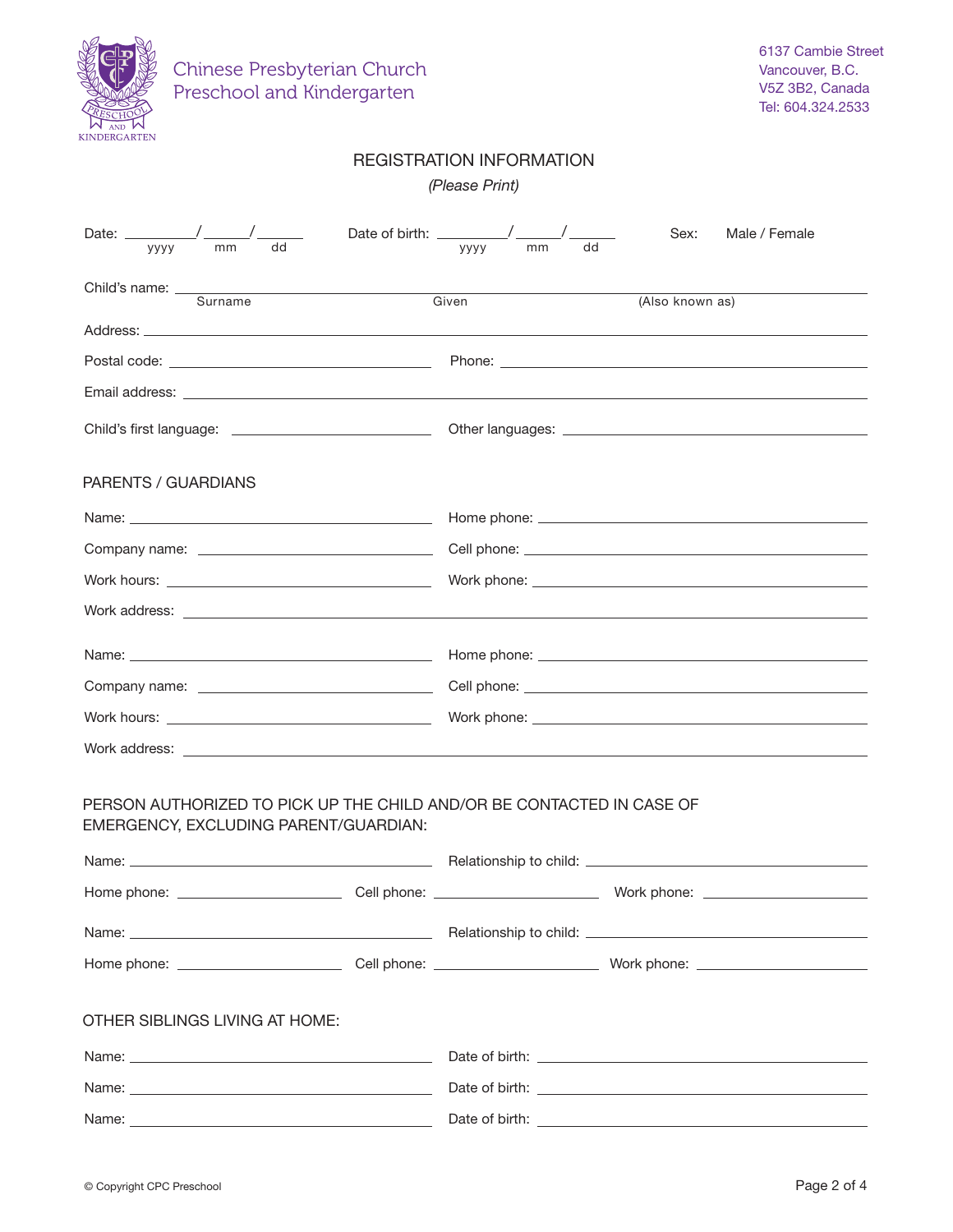Chinese Presbyterian Church
Preschool and Kindergarten

6137 Cambie Street
Vancouver, B.C.
V5Z 3B2, Canada
Tel: 604.324.2533

## REGISTRATION INFORMATION

*(Please Print)*

Date: ________/______/______ (yyyy / mm / dd)  Date of birth: ________/______/______ (yyyy / mm / dd)  Sex: Male / Female

Child's name: ______________________________________________
Surname  Given  (Also known as)

Address: ______________________________________________

Postal code: ______________________  Phone: ______________________

Email address: ______________________________________________

Child's first language: ______________________  Other languages: ______________________

### PARENTS / GUARDIANS

Name: ______________________  Home phone: ______________________

Company name: ______________________  Cell phone: ______________________

Work hours: ______________________  Work phone: ______________________

Work address: ______________________________________________

Name: ______________________  Home phone: ______________________

Company name: ______________________  Cell phone: ______________________

Work hours: ______________________  Work phone: ______________________

Work address: ______________________________________________

### PERSON AUTHORIZED TO PICK UP THE CHILD AND/OR BE CONTACTED IN CASE OF EMERGENCY, EXCLUDING PARENT/GUARDIAN:

Name: ______________________  Relationship to child: ______________________

Home phone: ______________  Cell phone: ______________  Work phone: ______________

Name: ______________________  Relationship to child: ______________________

Home phone: ______________  Cell phone: ______________  Work phone: ______________

### OTHER SIBLINGS LIVING AT HOME:

Name: ______________________  Date of birth: ______________________

Name: ______________________  Date of birth: ______________________

Name: ______________________  Date of birth: ______________________

© Copyright CPC Preschool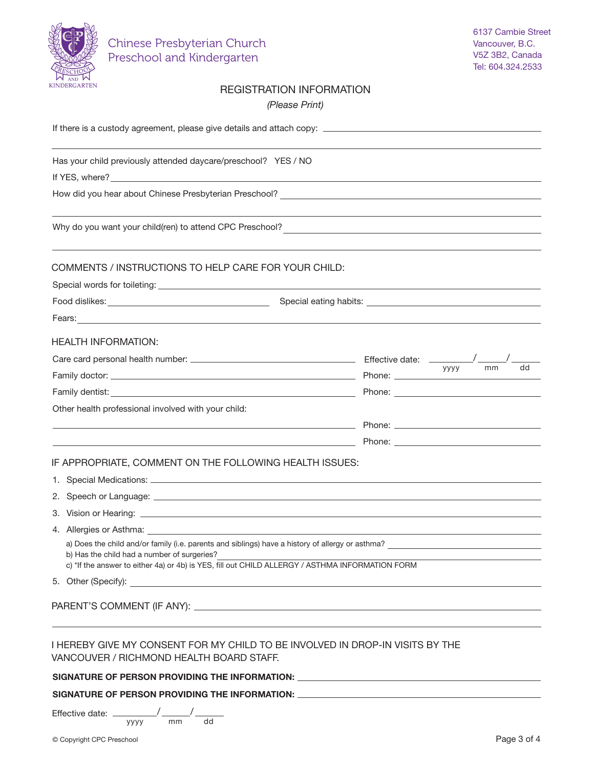Chinese Presbyterian Church
Preschool and Kindergarten

6137 Cambie Street
Vancouver, B.C.
V5Z 3B2, Canada
Tel: 604.324.2533

# REGISTRATION INFORMATION

*(Please Print)*

If there is a custody agreement, please give details and attach copy: ____________________

____________________

Has your child previously attended daycare/preschool? YES / NO

If YES, where? ____________________

How did you hear about Chinese Presbyterian Preschool? ____________________

____________________

Why do you want your child(ren) to attend CPC Preschool? ____________________

____________________

## COMMENTS / INSTRUCTIONS TO HELP CARE FOR YOUR CHILD:

Special words for toileting: ____________________

Food dislikes: ____________________ Special eating habits: ____________________

Fears: ____________________

## HEALTH INFORMATION:

Care card personal health number: ____________________ Effective date: ______/______/______ (yyyy / mm / dd)

Family doctor: ____________________ Phone: ____________________

Family dentist: ____________________ Phone: ____________________

Other health professional involved with your child:

____________________ Phone: ____________________

____________________ Phone: ____________________

## IF APPROPRIATE, COMMENT ON THE FOLLOWING HEALTH ISSUES:

1. Special Medications: ____________________
2. Speech or Language: ____________________
3. Vision or Hearing: ____________________
4. Allergies or Asthma: ____________________
   a) Does the child and/or family (i.e. parents and siblings) have a history of allergy or asthma? ____________________
   b) Has the child had a number of surgeries? ____________________
   c) *If the answer to either 4a) or 4b) is YES, fill out CHILD ALLERGY / ASTHMA INFORMATION FORM
5. Other (Specify): ____________________

PARENT'S COMMENT (IF ANY): ____________________

____________________

I HEREBY GIVE MY CONSENT FOR MY CHILD TO BE INVOLVED IN DROP-IN VISITS BY THE VANCOUVER / RICHMOND HEALTH BOARD STAFF.

**SIGNATURE OF PERSON PROVIDING THE INFORMATION:** ____________________

**SIGNATURE OF PERSON PROVIDING THE INFORMATION:** ____________________

Effective date: ______/______/______ (yyyy / mm / dd)

© Copyright CPC Preschool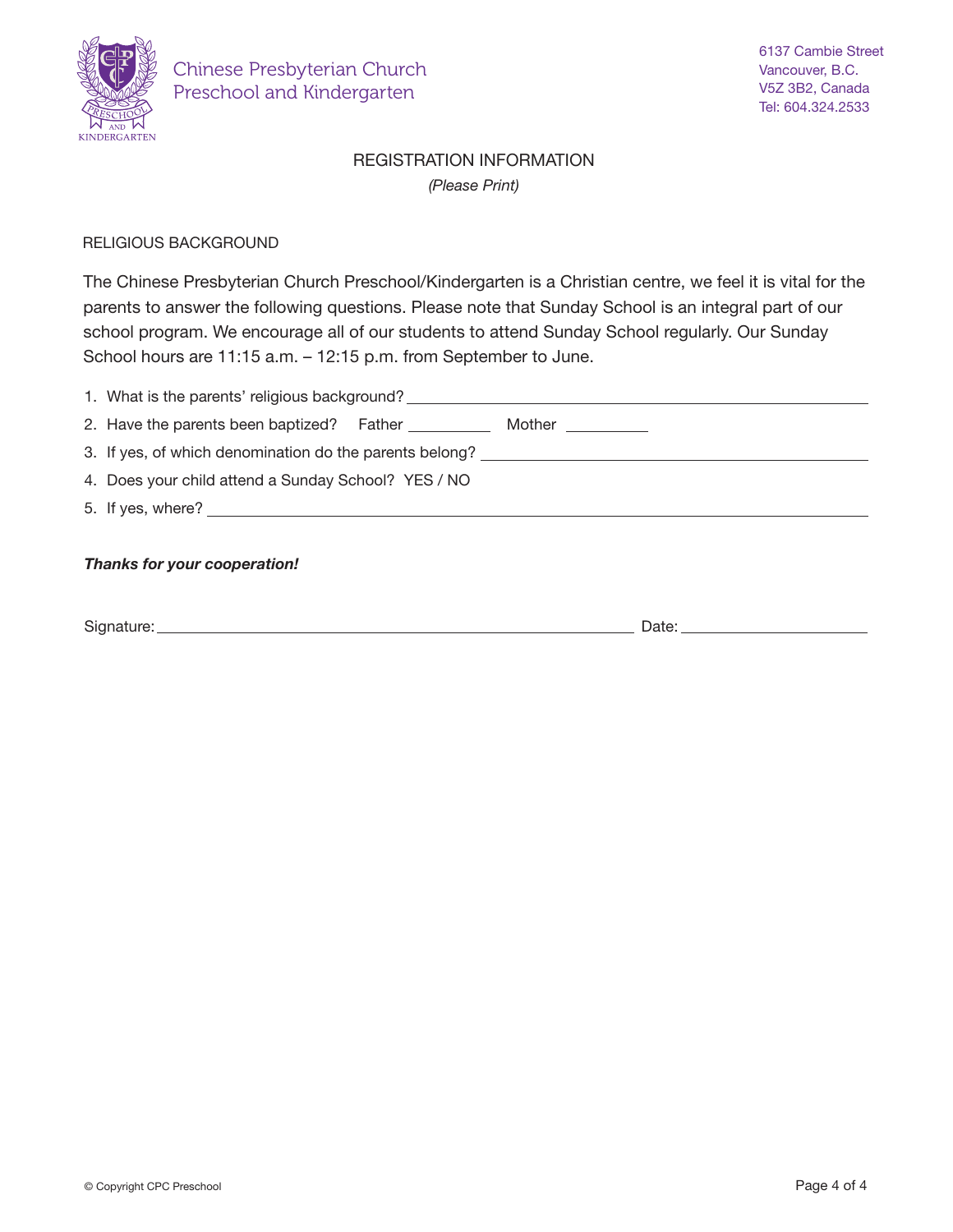Chinese Presbyterian Church
Preschool and Kindergarten

6137 Cambie Street
Vancouver, B.C.
V5Z 3B2, Canada
Tel: 604.324.2533

# REGISTRATION INFORMATION

*(Please Print)*

## RELIGIOUS BACKGROUND

The Chinese Presbyterian Church Preschool/Kindergarten is a Christian centre, we feel it is vital for the parents to answer the following questions. Please note that Sunday School is an integral part of our school program. We encourage all of our students to attend Sunday School regularly. Our Sunday School hours are 11:15 a.m. – 12:15 p.m. from September to June.

1. What is the parents' religious background? ______________________________
2. Have the parents been baptized? Father __________ Mother __________
3. If yes, of which denomination do the parents belong? ______________________________
4. Does your child attend a Sunday School? YES / NO
5. If yes, where? ______________________________

***Thanks for your cooperation!***

Signature: ______________________________ Date: ____________________

© Copyright CPC Preschool